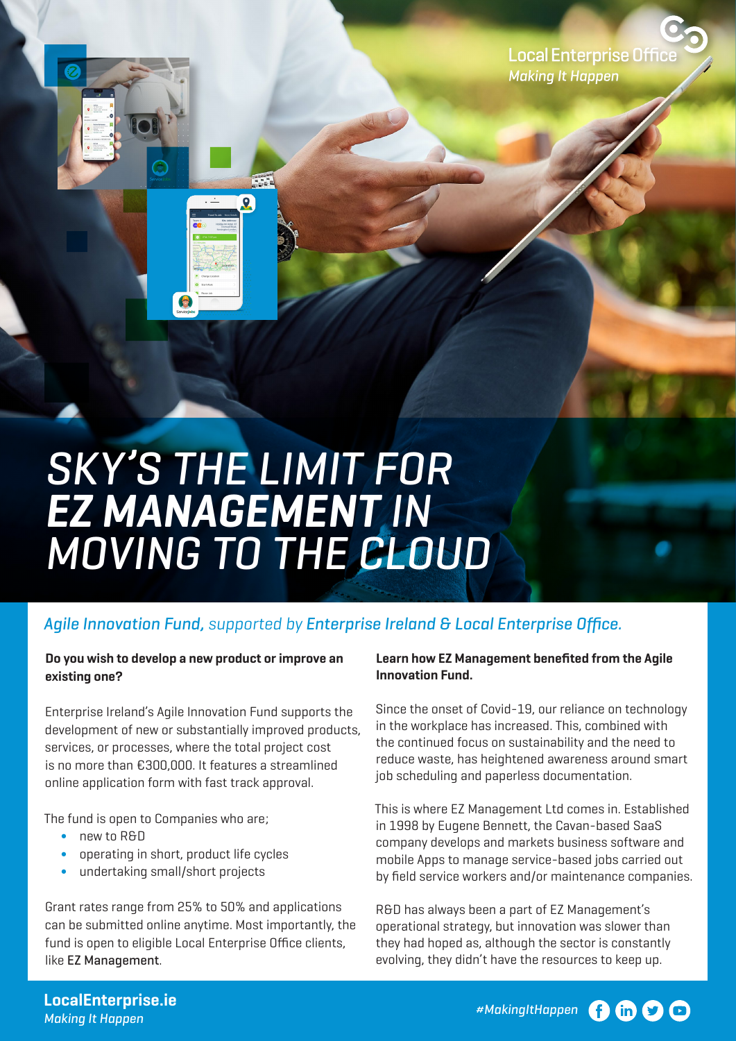Local Enterprise Office
*Making It Happen*

# *SKY'S THE LIMIT FOR* ***EZ MANAGEMENT*** *IN MOVING TO THE CLOUD*

*Agile Innovation Fund, supported by Enterprise Ireland & Local Enterprise Office.*

**Do you wish to develop a new product or improve an existing one?**

Enterprise Ireland's Agile Innovation Fund supports the development of new or substantially improved products, services, or processes, where the total project cost is no more than €300,000. It features a streamlined online application form with fast track approval.

The fund is open to Companies who are;

- new to R&D
- operating in short, product life cycles
- undertaking small/short projects

Grant rates range from 25% to 50% and applications can be submitted online anytime. Most importantly, the fund is open to eligible Local Enterprise Office clients, like **EZ Management**.

**Learn how EZ Management benefited from the Agile Innovation Fund.**

Since the onset of Covid-19, our reliance on technology in the workplace has increased. This, combined with the continued focus on sustainability and the need to reduce waste, has heightened awareness around smart job scheduling and paperless documentation.

This is where EZ Management Ltd comes in. Established in 1998 by Eugene Bennett, the Cavan-based SaaS company develops and markets business software and mobile Apps to manage service-based jobs carried out by field service workers and/or maintenance companies.

R&D has always been a part of EZ Management's operational strategy, but innovation was slower than they had hoped as, although the sector is constantly evolving, they didn't have the resources to keep up.

**LocalEnterprise.ie**
*Making It Happen*

*#MakingItHappen*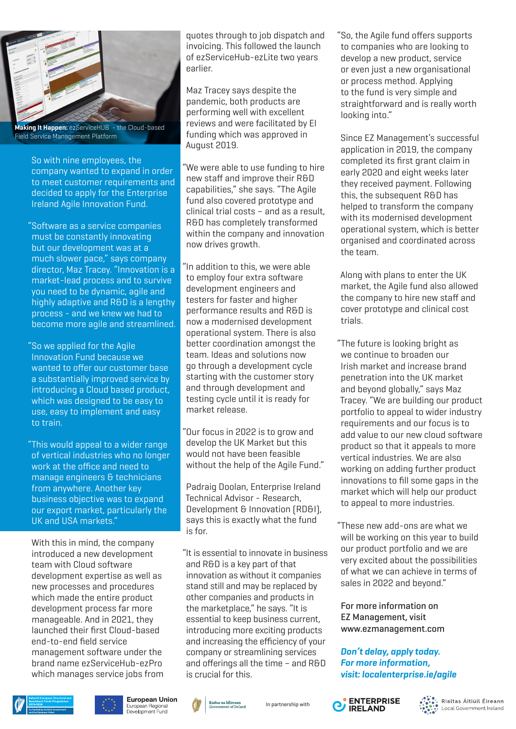**Making It Happen:** ezServiceHUB - the Cloud-based Field Service Management Platform

So with nine employees, the company wanted to expand in order to meet customer requirements and decided to apply for the Enterprise Ireland Agile Innovation Fund.

"Software as a service companies must be constantly innovating but our development was at a much slower pace," says company director, Maz Tracey. "Innovation is a market-lead process and to survive you need to be dynamic, agile and highly adaptive and R&D is a lengthy process - and we knew we had to become more agile and streamlined.

"So we applied for the Agile Innovation Fund because we wanted to offer our customer base a substantially improved service by introducing a Cloud based product, which was designed to be easy to use, easy to implement and easy to train.

"This would appeal to a wider range of vertical industries who no longer work at the office and need to manage engineers & technicians from anywhere. Another key business objective was to expand our export market, particularly the UK and USA markets."

With this in mind, the company introduced a new development team with Cloud software development expertise as well as new processes and procedures which made the entire product development process far more manageable. And in 2021, they launched their first Cloud-based end-to-end field service management software under the brand name ezServiceHub-ezPro which manages service jobs from quotes through to job dispatch and invoicing. This followed the launch of ezServiceHub-ezLite two years earlier.

Maz Tracey says despite the pandemic, both products are performing well with excellent reviews and were facilitated by EI funding which was approved in August 2019.

"We were able to use funding to hire new staff and improve their R&D capabilities," she says. "The Agile fund also covered prototype and clinical trial costs – and as a result, R&D has completely transformed within the company and innovation now drives growth.

"In addition to this, we were able to employ four extra software development engineers and testers for faster and higher performance results and R&D is now a modernised development operational system. There is also better coordination amongst the team. Ideas and solutions now go through a development cycle starting with the customer story and through development and testing cycle until it is ready for market release.

"Our focus in 2022 is to grow and develop the UK Market but this would not have been feasible without the help of the Agile Fund."

Padraig Doolan, Enterprise Ireland Technical Advisor - Research, Development & Innovation (RD&I), says this is exactly what the fund is for.

"It is essential to innovate in business and R&D is a key part of that innovation as without it companies stand still and may be replaced by other companies and products in the marketplace," he says. "It is essential to keep business current, introducing more exciting products and increasing the efficiency of your company or streamlining services and offerings all the time – and R&D is crucial for this.

"So, the Agile fund offers supports to companies who are looking to develop a new product, service or even just a new organisational or process method. Applying to the fund is very simple and straightforward and is really worth looking into."

Since EZ Management's successful application in 2019, the company completed its first grant claim in early 2020 and eight weeks later they received payment. Following this, the subsequent R&D has helped to transform the company with its modernised development operational system, which is better organised and coordinated across the team.

Along with plans to enter the UK market, the Agile fund also allowed the company to hire new staff and cover prototype and clinical cost trials.

"The future is looking bright as we continue to broaden our Irish market and increase brand penetration into the UK market and beyond globally," says Maz Tracey. "We are building our product portfolio to appeal to wider industry requirements and our focus is to add value to our new cloud software product so that it appeals to more vertical industries. We are also working on adding further product innovations to fill some gaps in the market which will help our product to appeal to more industries.

"These new add-ons are what we will be working on this year to build our product portfolio and we are very excited about the possibilities of what we can achieve in terms of sales in 2022 and beyond."

For more information on EZ Management, visit www.ezmanagement.com

***Don't delay, apply today.***
***For more information, visit: localenterprise.ie/agile***

Ireland's European Structural and Investment Funds Programmes 2014-2020
Co-funded by the Irish Government and the European Union

European Union
European Regional Development Fund

Rialtas na hÉireann
Government of Ireland

In partnership with

ENTERPRISE IRELAND

Rialtas Áitiúil Éireann
Local Government Ireland